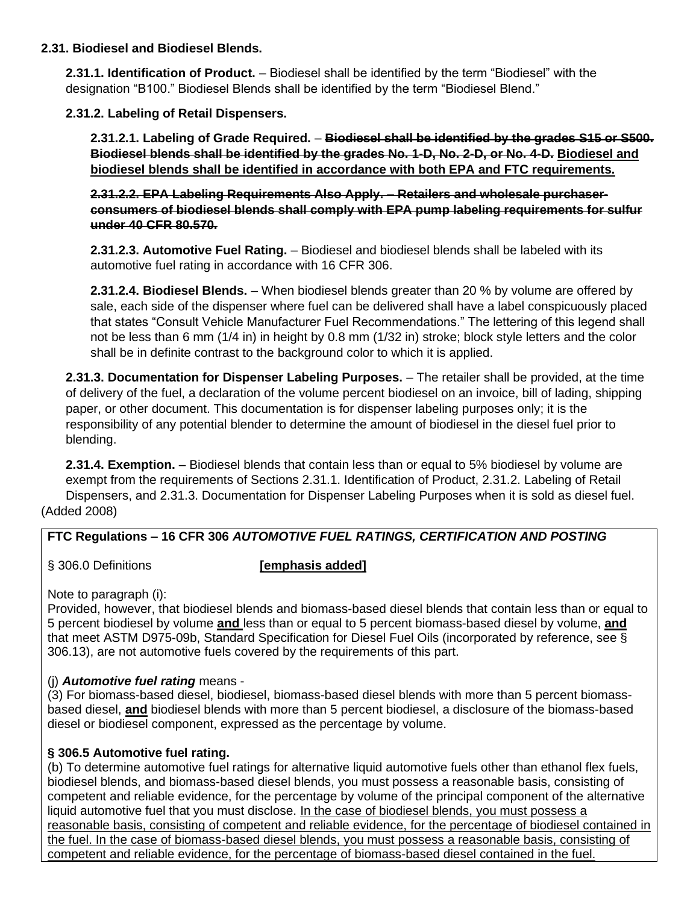**2.31. Biodiesel and Biodiesel Blends.**

**2.31.1. Identification of Product.** – Biodiesel shall be identified by the term "Biodiesel" with the designation "B100." Biodiesel Blends shall be identified by the term "Biodiesel Blend."

**2.31.2. Labeling of Retail Dispensers.**

**2.31.2.1. Labeling of Grade Required.** – **~~Biodiesel shall be identified by the grades S15 or S500. Biodiesel blends shall be identified by the grades No. 1-D, No. 2-D, or No. 4-D.~~** <u>**Biodiesel and biodiesel blends shall be identified in accordance with both EPA and FTC requirements.**</u>

**~~2.31.2.2. EPA Labeling Requirements Also Apply. – Retailers and wholesale purchaser-consumers of biodiesel blends shall comply with EPA pump labeling requirements for sulfur under 40 CFR 80.570.~~**

**2.31.2.3. Automotive Fuel Rating.** – Biodiesel and biodiesel blends shall be labeled with its automotive fuel rating in accordance with 16 CFR 306.

**2.31.2.4. Biodiesel Blends.** – When biodiesel blends greater than 20 % by volume are offered by sale, each side of the dispenser where fuel can be delivered shall have a label conspicuously placed that states "Consult Vehicle Manufacturer Fuel Recommendations." The lettering of this legend shall not be less than 6 mm (1/4 in) in height by 0.8 mm (1/32 in) stroke; block style letters and the color shall be in definite contrast to the background color to which it is applied.

**2.31.3. Documentation for Dispenser Labeling Purposes.** – The retailer shall be provided, at the time of delivery of the fuel, a declaration of the volume percent biodiesel on an invoice, bill of lading, shipping paper, or other document. This documentation is for dispenser labeling purposes only; it is the responsibility of any potential blender to determine the amount of biodiesel in the diesel fuel prior to blending.

**2.31.4. Exemption.** – Biodiesel blends that contain less than or equal to 5% biodiesel by volume are exempt from the requirements of Sections 2.31.1. Identification of Product, 2.31.2. Labeling of Retail Dispensers, and 2.31.3. Documentation for Dispenser Labeling Purposes when it is sold as diesel fuel. (Added 2008)

**FTC Regulations – 16 CFR 306 *AUTOMOTIVE FUEL RATINGS, CERTIFICATION AND POSTING***

§ 306.0 Definitions **<u>[emphasis added]</u>**

Note to paragraph (i):
Provided, however, that biodiesel blends and biomass-based diesel blends that contain less than or equal to 5 percent biodiesel by volume **<u>and</u>** less than or equal to 5 percent biomass-based diesel by volume, **<u>and</u>** that meet ASTM D975-09b, Standard Specification for Diesel Fuel Oils (incorporated by reference, see § 306.13), are not automotive fuels covered by the requirements of this part.

(j) ***Automotive fuel rating*** means -
(3) For biomass-based diesel, biodiesel, biomass-based diesel blends with more than 5 percent biomass-based diesel, **<u>and</u>** biodiesel blends with more than 5 percent biodiesel, a disclosure of the biomass-based diesel or biodiesel component, expressed as the percentage by volume.

**§ 306.5 Automotive fuel rating.**
(b) To determine automotive fuel ratings for alternative liquid automotive fuels other than ethanol flex fuels, biodiesel blends, and biomass-based diesel blends, you must possess a reasonable basis, consisting of competent and reliable evidence, for the percentage by volume of the principal component of the alternative liquid automotive fuel that you must disclose. <u>In the case of biodiesel blends, you must possess a reasonable basis, consisting of competent and reliable evidence, for the percentage of biodiesel contained in the fuel. In the case of biomass-based diesel blends, you must possess a reasonable basis, consisting of competent and reliable evidence, for the percentage of biomass-based diesel contained in the fuel.</u>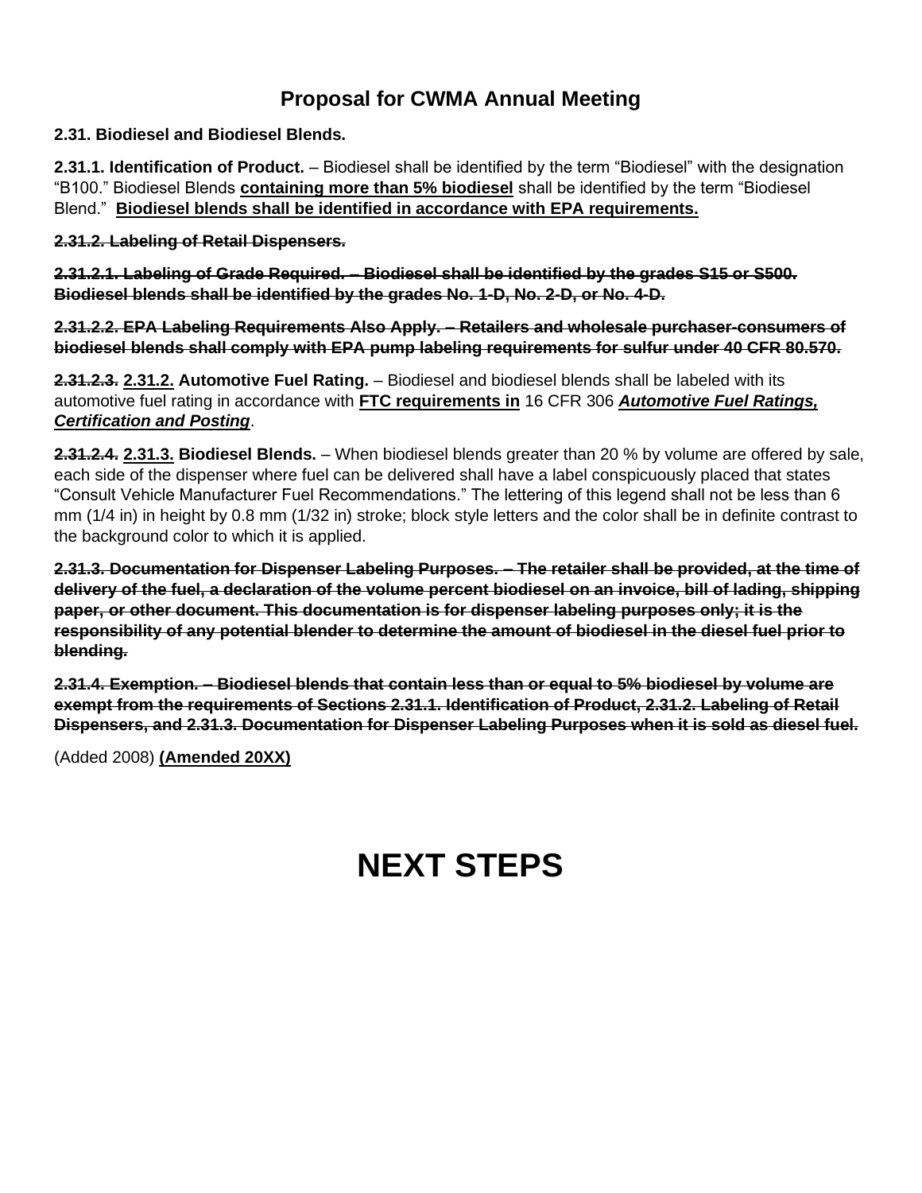## Proposal for CWMA Annual Meeting

**2.31. Biodiesel and Biodiesel Blends.**

**2.31.1. Identification of Product.** – Biodiesel shall be identified by the term "Biodiesel" with the designation "B100." Biodiesel Blends <u>**containing more than 5% biodiesel**</u> shall be identified by the term "Biodiesel Blend." <u>**Biodiesel blends shall be identified in accordance with EPA requirements.**</u>

~~**2.31.2. Labeling of Retail Dispensers.**~~

~~**2.31.2.1. Labeling of Grade Required. – Biodiesel shall be identified by the grades S15 or S500. Biodiesel blends shall be identified by the grades No. 1-D, No. 2-D, or No. 4-D.**~~

~~**2.31.2.2. EPA Labeling Requirements Also Apply. – Retailers and wholesale purchaser-consumers of biodiesel blends shall comply with EPA pump labeling requirements for sulfur under 40 CFR 80.570.**~~

~~**2.31.2.3.**~~ <u>**2.31.2.**</u> **Automotive Fuel Rating.** – Biodiesel and biodiesel blends shall be labeled with its automotive fuel rating in accordance with <u>**FTC requirements in**</u> 16 CFR 306 <u>***Automotive Fuel Ratings, Certification and Posting***</u>.

~~**2.31.2.4.**~~ <u>**2.31.3.**</u> **Biodiesel Blends.** – When biodiesel blends greater than 20 % by volume are offered by sale, each side of the dispenser where fuel can be delivered shall have a label conspicuously placed that states "Consult Vehicle Manufacturer Fuel Recommendations." The lettering of this legend shall not be less than 6 mm (1/4 in) in height by 0.8 mm (1/32 in) stroke; block style letters and the color shall be in definite contrast to the background color to which it is applied.

~~**2.31.3. Documentation for Dispenser Labeling Purposes. – The retailer shall be provided, at the time of delivery of the fuel, a declaration of the volume percent biodiesel on an invoice, bill of lading, shipping paper, or other document. This documentation is for dispenser labeling purposes only; it is the responsibility of any potential blender to determine the amount of biodiesel in the diesel fuel prior to blending.**~~

~~**2.31.4. Exemption. – Biodiesel blends that contain less than or equal to 5% biodiesel by volume are exempt from the requirements of Sections 2.31.1. Identification of Product, 2.31.2. Labeling of Retail Dispensers, and 2.31.3. Documentation for Dispenser Labeling Purposes when it is sold as diesel fuel.**~~

(Added 2008) <u>**(Amended 20XX)**</u>

# NEXT STEPS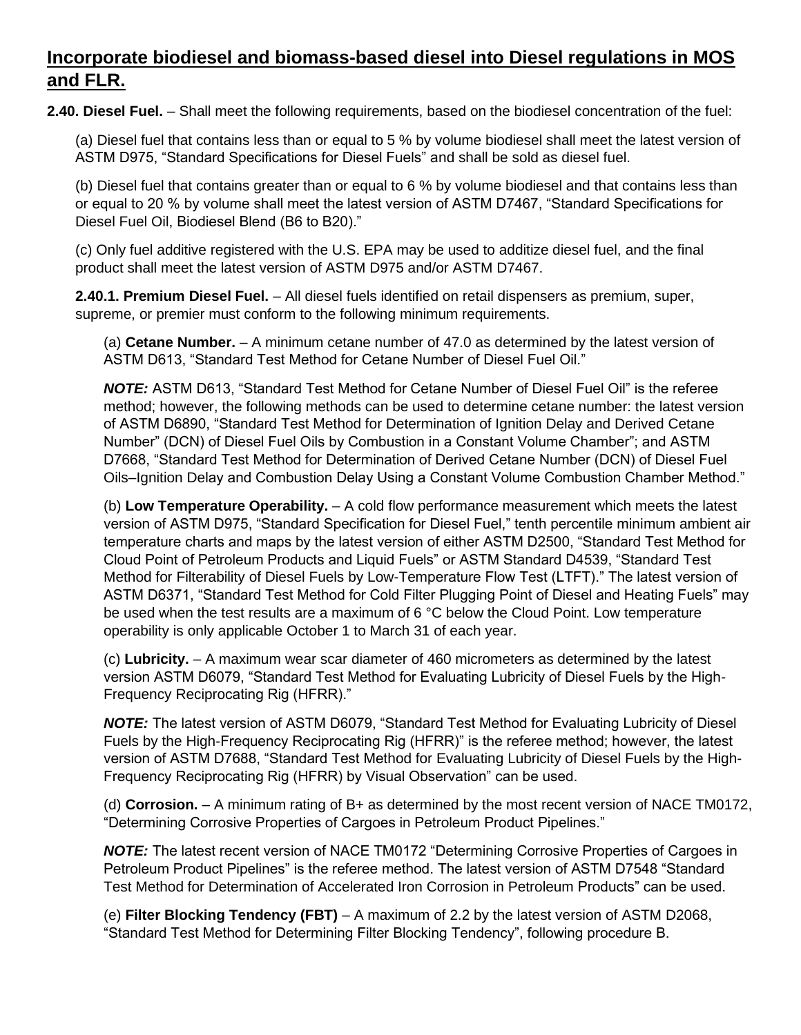## **Incorporate biodiesel and biomass-based diesel into Diesel regulations in MOS and FLR.**

**2.40. Diesel Fuel.** – Shall meet the following requirements, based on the biodiesel concentration of the fuel:

(a) Diesel fuel that contains less than or equal to 5 % by volume biodiesel shall meet the latest version of ASTM D975, "Standard Specifications for Diesel Fuels" and shall be sold as diesel fuel.

(b) Diesel fuel that contains greater than or equal to 6 % by volume biodiesel and that contains less than or equal to 20 % by volume shall meet the latest version of ASTM D7467, "Standard Specifications for Diesel Fuel Oil, Biodiesel Blend (B6 to B20)."

(c) Only fuel additive registered with the U.S. EPA may be used to additize diesel fuel, and the final product shall meet the latest version of ASTM D975 and/or ASTM D7467.

**2.40.1. Premium Diesel Fuel.** – All diesel fuels identified on retail dispensers as premium, super, supreme, or premier must conform to the following minimum requirements.

(a) **Cetane Number.** – A minimum cetane number of 47.0 as determined by the latest version of ASTM D613, "Standard Test Method for Cetane Number of Diesel Fuel Oil."

***NOTE:*** ASTM D613, "Standard Test Method for Cetane Number of Diesel Fuel Oil" is the referee method; however, the following methods can be used to determine cetane number: the latest version of ASTM D6890, "Standard Test Method for Determination of Ignition Delay and Derived Cetane Number" (DCN) of Diesel Fuel Oils by Combustion in a Constant Volume Chamber"; and ASTM D7668, "Standard Test Method for Determination of Derived Cetane Number (DCN) of Diesel Fuel Oils–Ignition Delay and Combustion Delay Using a Constant Volume Combustion Chamber Method."

(b) **Low Temperature Operability.** – A cold flow performance measurement which meets the latest version of ASTM D975, "Standard Specification for Diesel Fuel," tenth percentile minimum ambient air temperature charts and maps by the latest version of either ASTM D2500, "Standard Test Method for Cloud Point of Petroleum Products and Liquid Fuels" or ASTM Standard D4539, "Standard Test Method for Filterability of Diesel Fuels by Low-Temperature Flow Test (LTFT)." The latest version of ASTM D6371, "Standard Test Method for Cold Filter Plugging Point of Diesel and Heating Fuels" may be used when the test results are a maximum of 6 °C below the Cloud Point. Low temperature operability is only applicable October 1 to March 31 of each year.

(c) **Lubricity.** – A maximum wear scar diameter of 460 micrometers as determined by the latest version ASTM D6079, "Standard Test Method for Evaluating Lubricity of Diesel Fuels by the High-Frequency Reciprocating Rig (HFRR)."

***NOTE:*** The latest version of ASTM D6079, "Standard Test Method for Evaluating Lubricity of Diesel Fuels by the High-Frequency Reciprocating Rig (HFRR)" is the referee method; however, the latest version of ASTM D7688, "Standard Test Method for Evaluating Lubricity of Diesel Fuels by the High-Frequency Reciprocating Rig (HFRR) by Visual Observation" can be used.

(d) **Corrosion.** – A minimum rating of B+ as determined by the most recent version of NACE TM0172, "Determining Corrosive Properties of Cargoes in Petroleum Product Pipelines."

***NOTE:*** The latest recent version of NACE TM0172 "Determining Corrosive Properties of Cargoes in Petroleum Product Pipelines" is the referee method. The latest version of ASTM D7548 "Standard Test Method for Determination of Accelerated Iron Corrosion in Petroleum Products" can be used.

(e) **Filter Blocking Tendency (FBT)** – A maximum of 2.2 by the latest version of ASTM D2068, "Standard Test Method for Determining Filter Blocking Tendency", following procedure B.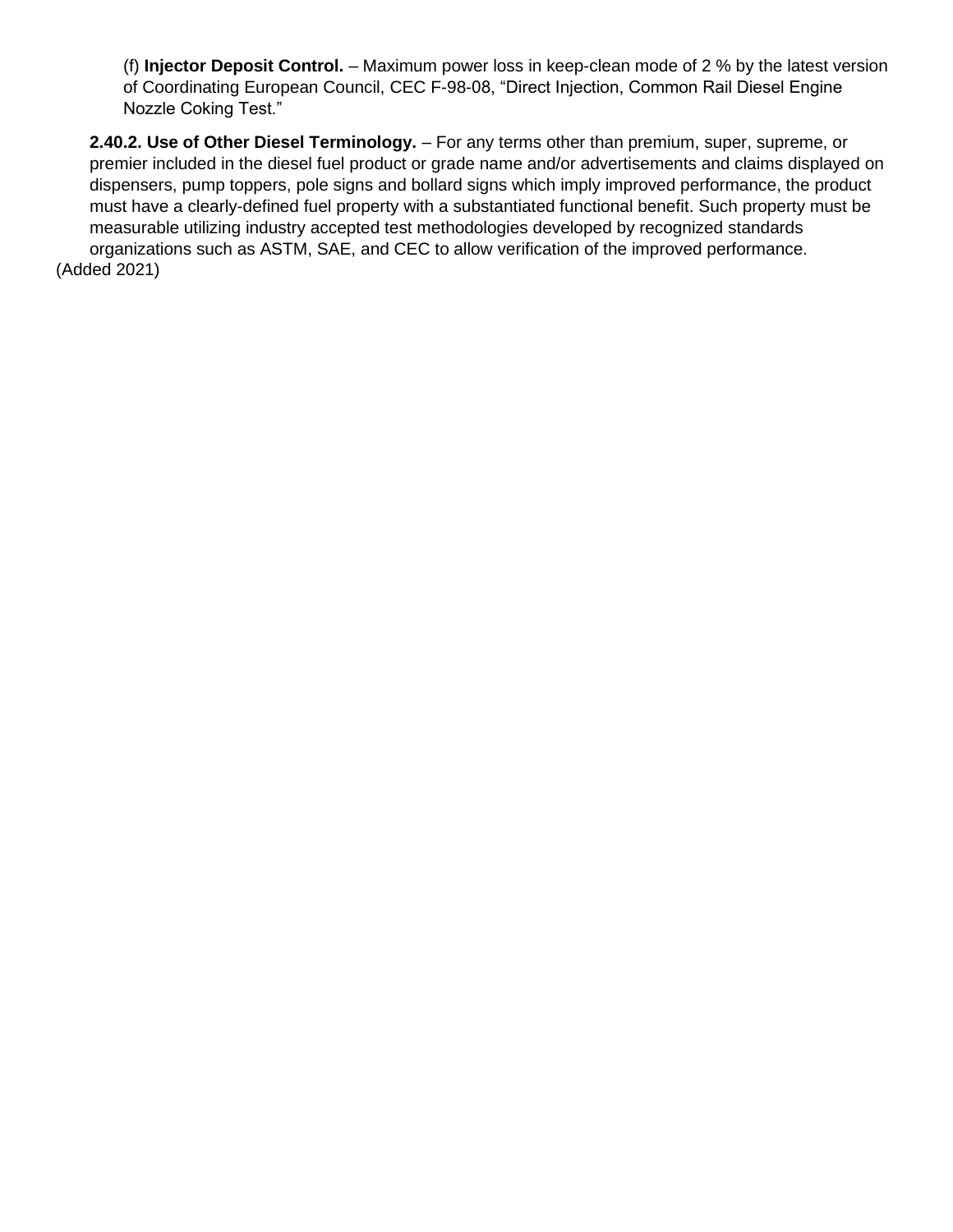(f) **Injector Deposit Control.** – Maximum power loss in keep-clean mode of 2 % by the latest version of Coordinating European Council, CEC F-98-08, "Direct Injection, Common Rail Diesel Engine Nozzle Coking Test."

**2.40.2. Use of Other Diesel Terminology.** – For any terms other than premium, super, supreme, or premier included in the diesel fuel product or grade name and/or advertisements and claims displayed on dispensers, pump toppers, pole signs and bollard signs which imply improved performance, the product must have a clearly-defined fuel property with a substantiated functional benefit. Such property must be measurable utilizing industry accepted test methodologies developed by recognized standards organizations such as ASTM, SAE, and CEC to allow verification of the improved performance.

(Added 2021)